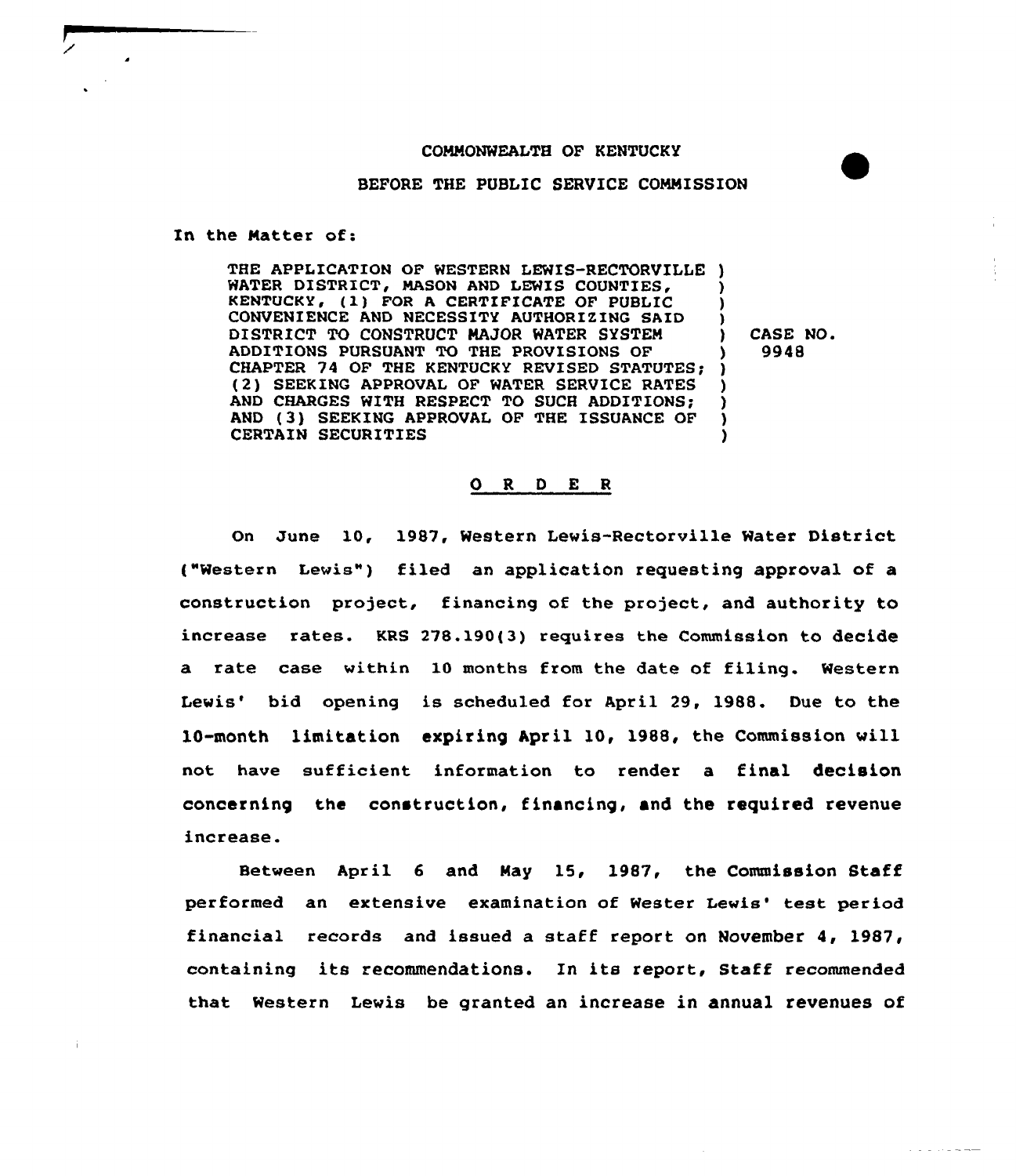COMMONWEALTH OF KENTUCKY

BEFORE THE PUBLIC SERVICE COMMISSION

In the Matter of:

| | |
|---|---|
| THE APPLICATION OF WESTERN LEWIS-RECTORVILLE WATER DISTRICT, MASON AND LEWIS COUNTIES, KENTUCKY, (1) FOR A CERTIFICATE OF PUBLIC CONVENIENCE AND NECESSITY AUTHORIZING SAID DISTRICT TO CONSTRUCT MAJOR WATER SYSTEM ADDITIONS PURSUANT TO THE PROVISIONS OF CHAPTER 74 OF THE KENTUCKY REVISED STATUTES; (2) SEEKING APPROVAL OF WATER SERVICE RATES AND CHARGES WITH RESPECT TO SUCH ADDITIONS; AND (3) SEEKING APPROVAL OF THE ISSUANCE OF CERTAIN SECURITIES | CASE NO. 9948 |

O R D E R

On June 10, 1987, Western Lewis-Rectorville Water District ("Western Lewis") filed an application requesting approval of a construction project, financing of the project, and authority to increase rates. KRS 278.190(3) requires the Commission to decide a rate case within 10 months from the date of filing. Western Lewis' bid opening is scheduled for April 29, 1988. Due to the 10-month limitation expiring April 10, 1988, the Commission will not have sufficient information to render a final decision concerning the construction, financing, and the required revenue increase.

Between April 6 and May 15, 1987, the Commission Staff performed an extensive examination of Wester Lewis' test period financial records and issued a staff report on November 4, 1987, containing its recommendations. In its report, Staff recommended that Western Lewis be granted an increase in annual revenues of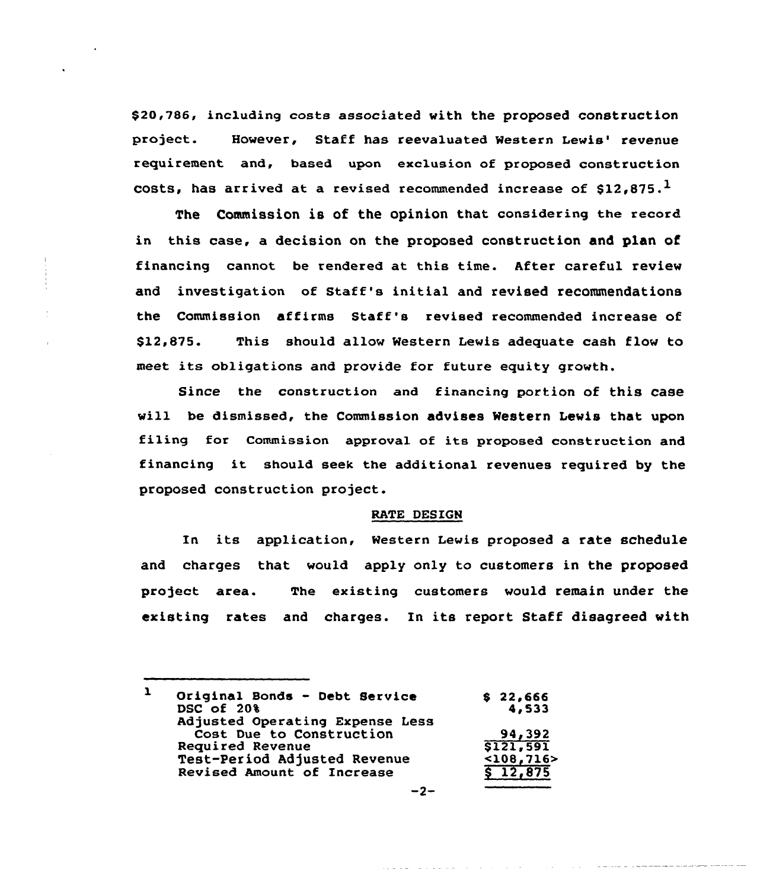$20,786, including costs associated with the proposed construction project. However, Staff has reevaluated Western Lewis' revenue requirement and, based upon exclusion of proposed construction costs, has arrived at a revised recommended increase of $12,875.[1]

The Commission is of the opinion that considering the record in this case, a decision on the proposed construction and plan of financing cannot be rendered at this time. After careful review and investigation of Staff's initial and revised recommendations the Commission affirms Staff's revised recommended increase of $12,875. This should allow Western Lewis adequate cash flow to meet its obligations and provide for future equity growth.

Since the construction and financing portion of this case will be dismissed, the Commission advises Western Lewis that upon filing for Commission approval of its proposed construction and financing it should seek the additional revenues required by the proposed construction project.

## RATE DESIGN

In its application, Western Lewis proposed a rate schedule and charges that would apply only to customers in the proposed project area. The existing customers would remain under the existing rates and charges. In its report Staff disagreed with

---

[1]

| | |
|---|---|
| Original Bonds - Debt Service | $ 22,666 |
| DSC of 20% | 4,533 |
| Adjusted Operating Expense Less Cost Due to Construction | 94,392 |
| Required Revenue | $121,591 |
| Test-Period Adjusted Revenue | <108,716> |
| Revised Amount of Increase | $ 12,875 |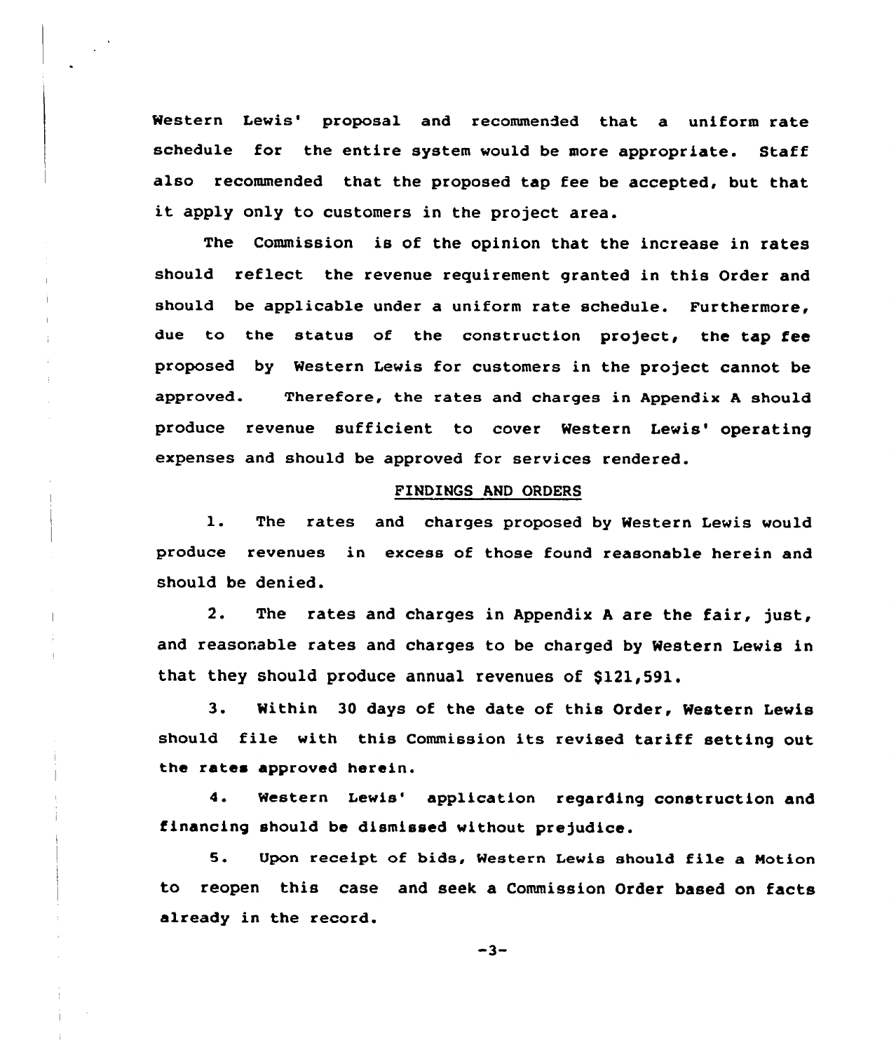Western Lewis' proposal and recommended that a uniform rate schedule for the entire system would be more appropriate. Staff also recommended that the proposed tap fee be accepted, but that it apply only to customers in the project area.

The Commission is of the opinion that the increase in rates should reflect the revenue requirement granted in this Order and should be applicable under a uniform rate schedule. Furthermore, due to the status of the construction project, the tap fee proposed by Western Lewis for customers in the project cannot be approved. Therefore, the rates and charges in Appendix A should produce revenue sufficient to cover Western Lewis' operating expenses and should be approved for services rendered.

## FINDINGS AND ORDERS

1. The rates and charges proposed by Western Lewis would produce revenues in excess of those found reasonable herein and should be denied.

2. The rates and charges in Appendix A are the fair, just, and reasonable rates and charges to be charged by Western Lewis in that they should produce annual revenues of $121,591.

3. Within 30 days of the date of this Order, Western Lewis should file with this Commission its revised tariff setting out the rates approved herein.

4. Western Lewis' application regarding construction and financing should be dismissed without prejudice.

5. Upon receipt of bids, Western Lewis should file a Motion to reopen this case and seek a Commission Order based on facts already in the record.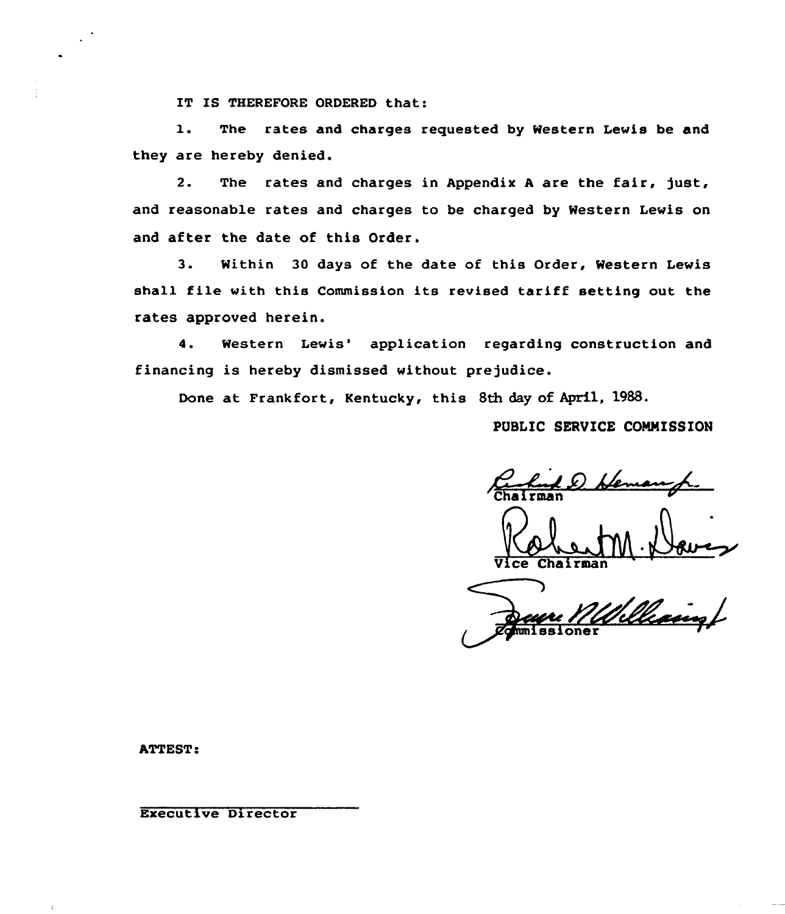IT IS THEREFORE ORDERED that:

1. The rates and charges requested by Western Lewis be and they are hereby denied.

2. The rates and charges in Appendix A are the fair, just, and reasonable rates and charges to be charged by Western Lewis on and after the date of this Order.

3. Within 30 days of the date of this Order, Western Lewis shall file with this Commission its revised tariff setting out the rates approved herein.

4. Western Lewis' application regarding construction and financing is hereby dismissed without prejudice.

Done at Frankfort, Kentucky, this 8th day of April, 1988.

PUBLIC SERVICE COMMISSION

Chairman

Vice Chairman

Commissioner

ATTEST:

Executive Director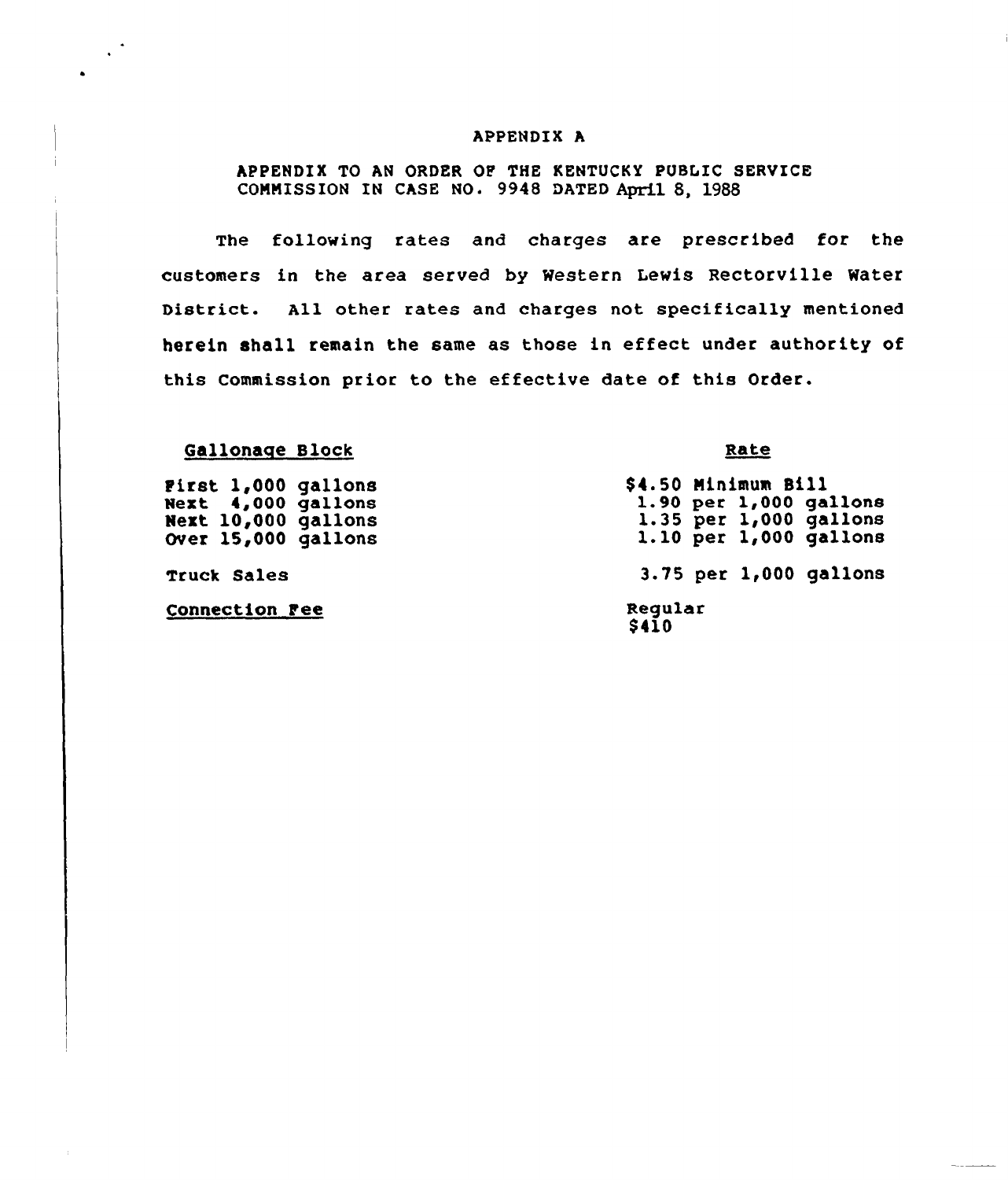# APPENDIX A

APPENDIX TO AN ORDER OF THE KENTUCKY PUBLIC SERVICE COMMISSION IN CASE NO. 9948 DATED April 8, 1988

The following rates and charges are prescribed for the customers in the area served by Western Lewis Rectorville Water District. All other rates and charges not specifically mentioned herein shall remain the same as those in effect under authority of this Commission prior to the effective date of this Order.

| Gallonage Block | Rate |
|---|---|
| First 1,000 gallons | $4.50 Minimum Bill |
| Next 4,000 gallons | 1.90 per 1,000 gallons |
| Next 10,000 gallons | 1.35 per 1,000 gallons |
| Over 15,000 gallons | 1.10 per 1,000 gallons |
| Truck Sales | 3.75 per 1,000 gallons |
| Connection Fee | Regular $410 |